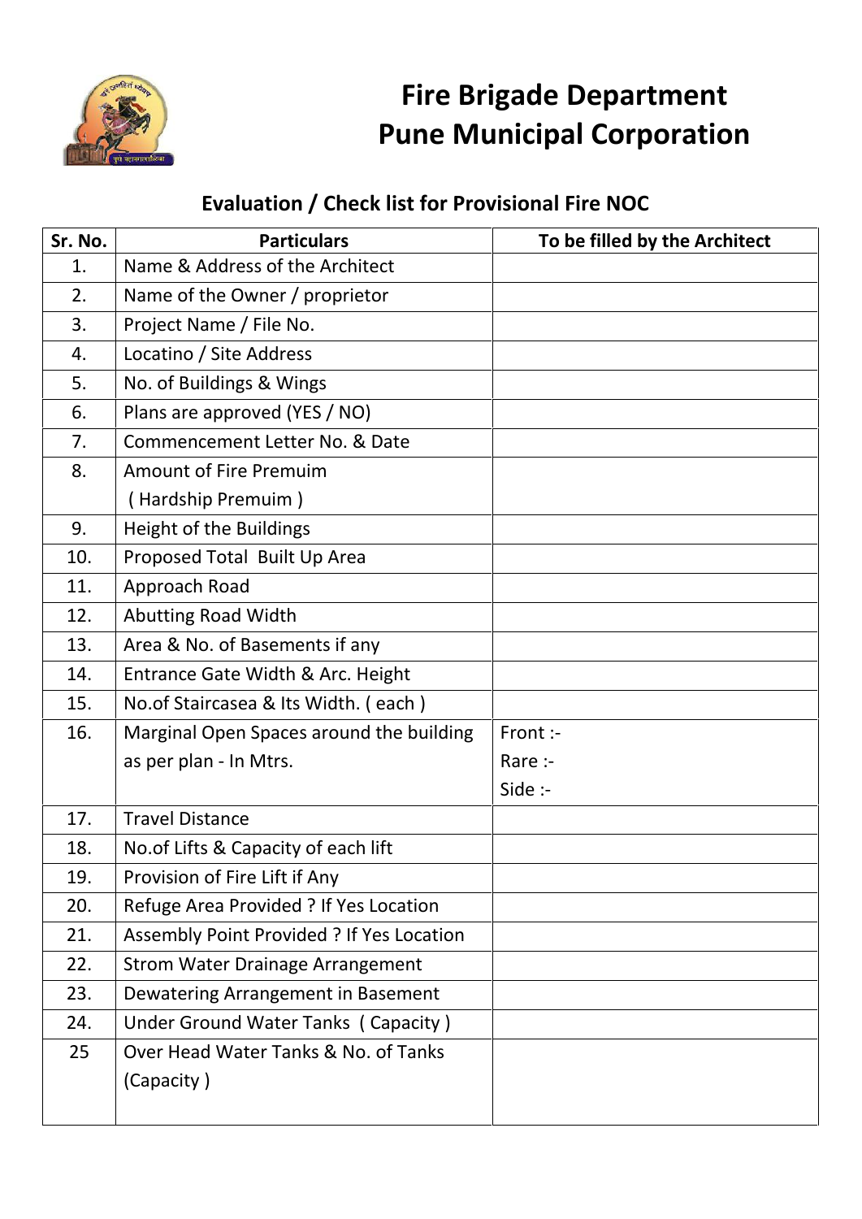# Fire Brigade Department
# Pune Municipal Corporation

## Evaluation / Check list for Provisional Fire NOC

| Sr. No. | Particulars | To be filled by the Architect |
|---|---|---|
| 1. | Name & Address of the Architect | |
| 2. | Name of the Owner / proprietor | |
| 3. | Project Name / File No. | |
| 4. | Locatino / Site Address | |
| 5. | No. of Buildings & Wings | |
| 6. | Plans are approved (YES / NO) | |
| 7. | Commencement Letter No. & Date | |
| 8. | Amount of Fire Premuim ( Hardship Premuim ) | |
| 9. | Height of the Buildings | |
| 10. | Proposed Total Built Up Area | |
| 11. | Approach Road | |
| 12. | Abutting Road Width | |
| 13. | Area & No. of Basements if any | |
| 14. | Entrance Gate Width & Arc. Height | |
| 15. | No.of Staircasea & Its Width. ( each ) | |
| 16. | Marginal Open Spaces around the building as per plan - In Mtrs. | Front :-<br>Rare :-<br>Side :- |
| 17. | Travel Distance | |
| 18. | No.of Lifts & Capacity of each lift | |
| 19. | Provision of Fire Lift if Any | |
| 20. | Refuge Area Provided ? If Yes Location | |
| 21. | Assembly Point Provided ? If Yes Location | |
| 22. | Strom Water Drainage Arrangement | |
| 23. | Dewatering Arrangement in Basement | |
| 24. | Under Ground Water Tanks ( Capacity ) | |
| 25 | Over Head Water Tanks & No. of Tanks (Capacity ) | |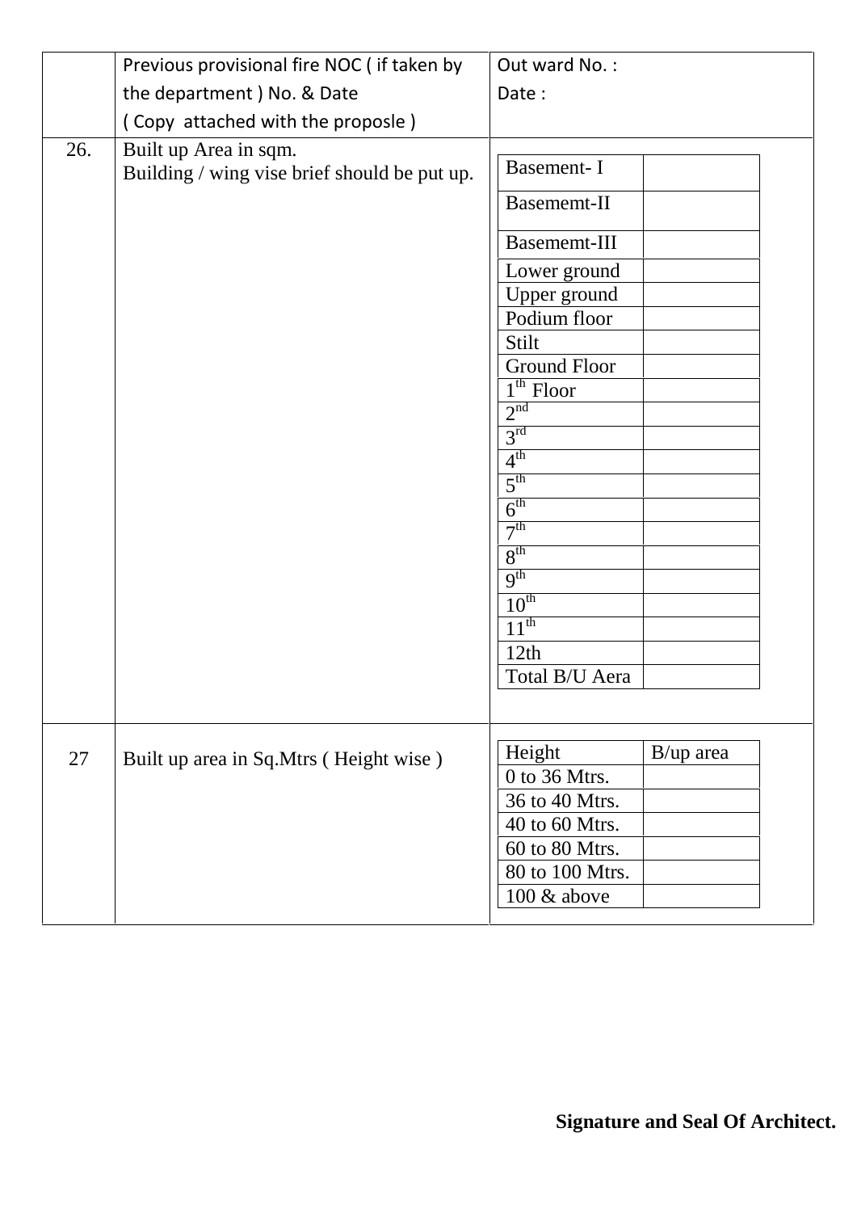| | | |
|---|---|---|
| | Previous provisional fire NOC ( if taken by the department ) No. & Date ( Copy attached with the proposle ) | Out ward No. : Date : |
| 26. | Built up Area in sqm. Building / wing vise brief should be put up. | Basement- I: <br> Basememt-II: <br> Basememt-III: <br> Lower ground: <br> Upper ground: <br> Podium floor: <br> Stilt: <br> Ground Floor: <br> 1th Floor: <br> 2nd: <br> 3rd: <br> 4th: <br> 5th: <br> 6th: <br> 7th: <br> 8th: <br> 9th: <br> 10th: <br> 11th: <br> 12th: <br> Total B/U Aera: |
| 27 | Built up area in Sq.Mtrs ( Height wise ) | Height / B/up area <br> 0 to 36 Mtrs.: <br> 36 to 40 Mtrs.: <br> 40 to 60 Mtrs.: <br> 60 to 80 Mtrs.: <br> 80 to 100 Mtrs.: <br> 100 & above: |

**Signature and Seal Of Architect.**